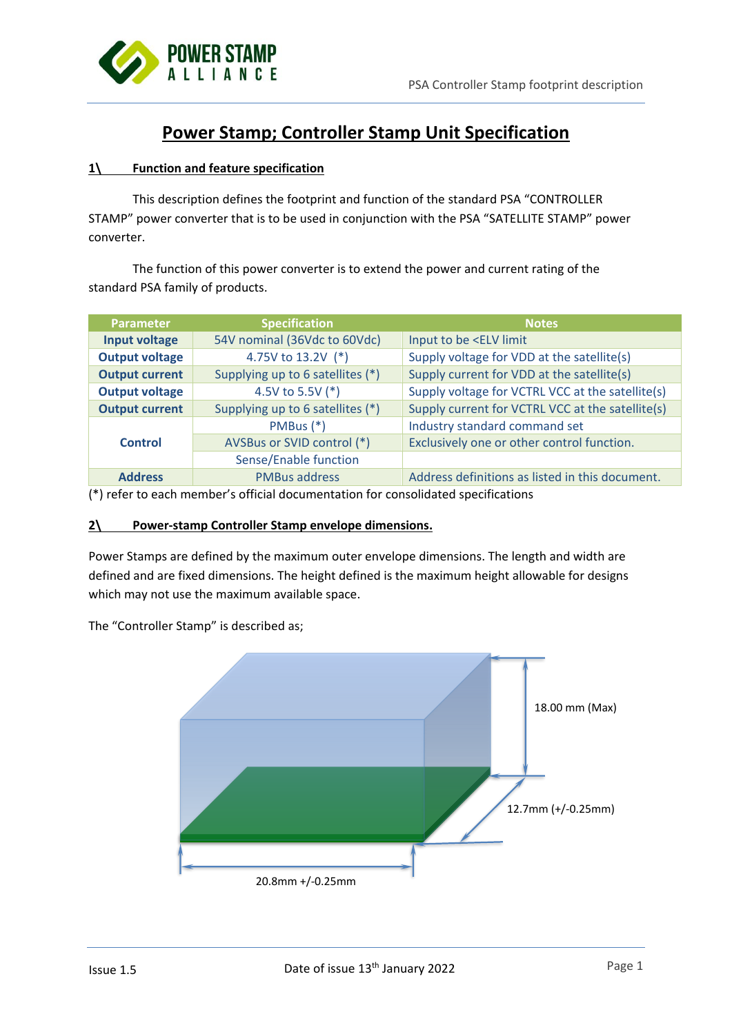# Power Stamp; Controller Stamp Unit Specification

## 1\ Function and feature specification

This description defines the footprint and function of the standard PSA "CONTROLLER STAMP" power converter that is to be used in conjunction with the PSA "SATELLITE STAMP" power converter.

The function of this power converter is to extend the power and current rating of the standard PSA family of products.

| Parameter | Specification | Notes |
|---|---|---|
| Input voltage | 54V nominal (36Vdc to 60Vdc) | Input to be <ELV limit |
| Output voltage | 4.75V to 13.2V (*) | Supply voltage for VDD at the satellite(s) |
| Output current | Supplying up to 6 satellites (*) | Supply current for VDD at the satellite(s) |
| Output voltage | 4.5V to 5.5V (*) | Supply voltage for VCTRL VCC at the satellite(s) |
| Output current | Supplying up to 6 satellites (*) | Supply current for VCTRL VCC at the satellite(s) |
| Control | PMBus (*) | Industry standard command set |
| | AVSBus or SVID control (*) | Exclusively one or other control function. |
| | Sense/Enable function | |
| Address | PMBus address | Address definitions as listed in this document. |

(*) refer to each member's official documentation for consolidated specifications

## 2\ Power-stamp Controller Stamp envelope dimensions.

Power Stamps are defined by the maximum outer envelope dimensions. The length and width are defined and are fixed dimensions. The height defined is the maximum height allowable for designs which may not use the maximum available space.

The "Controller Stamp" is described as;

18.00 mm (Max)

12.7mm (+/-0.25mm)

20.8mm +/-0.25mm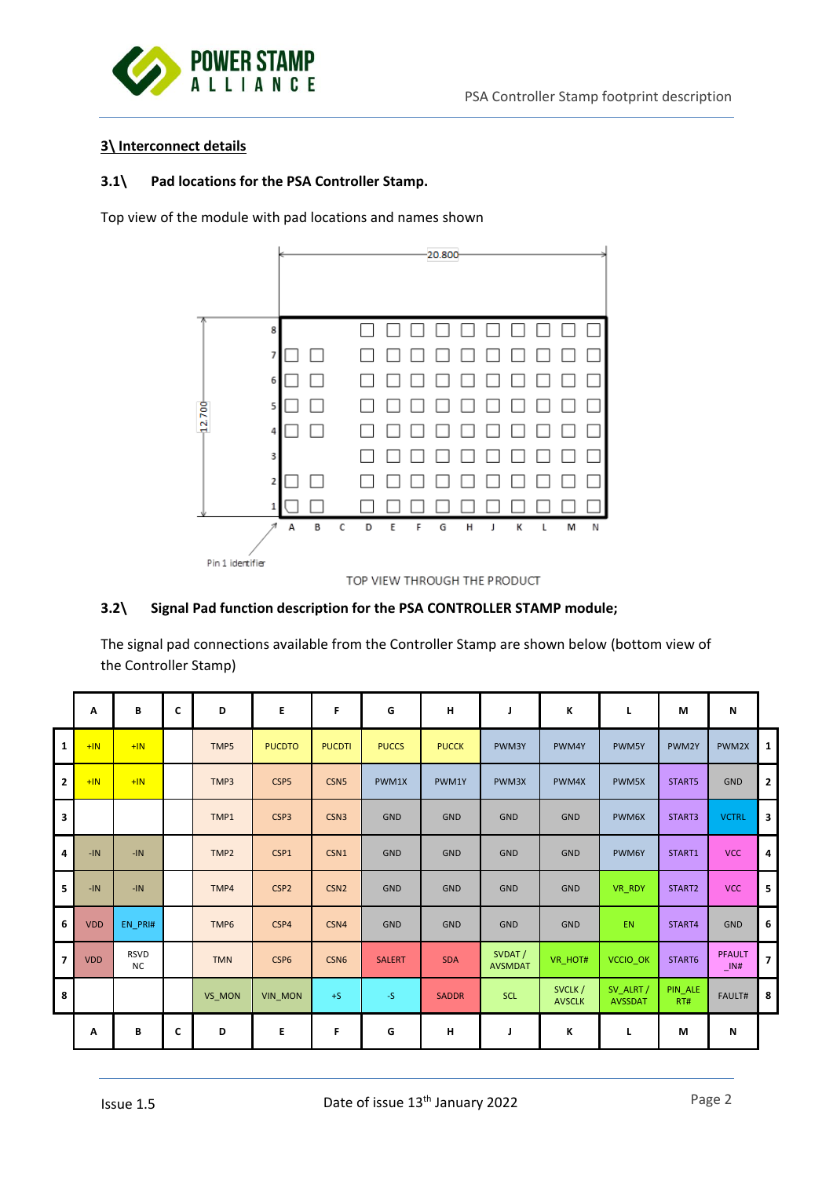## 3\ Interconnect details

### 3.1\ Pad locations for the PSA Controller Stamp.

Top view of the module with pad locations and names shown

TOP VIEW THROUGH THE PRODUCT

### 3.2\ Signal Pad function description for the PSA CONTROLLER STAMP module;

The signal pad connections available from the Controller Stamp are shown below (bottom view of the Controller Stamp)

| | A | B | C | D | E | F | G | H | J | K | L | M | N | |
|---|---|---|---|---|---|---|---|---|---|---|---|---|---|---|
| 1 | +IN | +IN | | TMP5 | PUCDTO | PUCDTI | PUCCS | PUCCK | PWM3Y | PWM4Y | PWM5Y | PWM2Y | PWM2X | 1 |
| 2 | +IN | +IN | | TMP3 | CSP5 | CSN5 | PWM1X | PWM1Y | PWM3X | PWM4X | PWM5X | START5 | GND | 2 |
| 3 | | | | TMP1 | CSP3 | CSN3 | GND | GND | GND | GND | PWM6X | START3 | VCTRL | 3 |
| 4 | -IN | -IN | | TMP2 | CSP1 | CSN1 | GND | GND | GND | GND | PWM6Y | START1 | VCC | 4 |
| 5 | -IN | -IN | | TMP4 | CSP2 | CSN2 | GND | GND | GND | GND | VR_RDY | START2 | VCC | 5 |
| 6 | VDD | EN_PRI# | | TMP6 | CSP4 | CSN4 | GND | GND | GND | GND | EN | START4 | GND | 6 |
| 7 | VDD | RSVD NC | | TMN | CSP6 | CSN6 | SALERT | SDA | SVDAT / AVSMDAT | VR_HOT# | VCCIO_OK | START6 | PFAULT_IN# | 7 |
| 8 | | | | VS_MON | VIN_MON | +S | -S | SADDR | SCL | SVCLK / AVSCLK | SV_ALRT / AVSSDAT | PIN_ALERT# | FAULT# | 8 |
| | A | B | C | D | E | F | G | H | J | K | L | M | N | |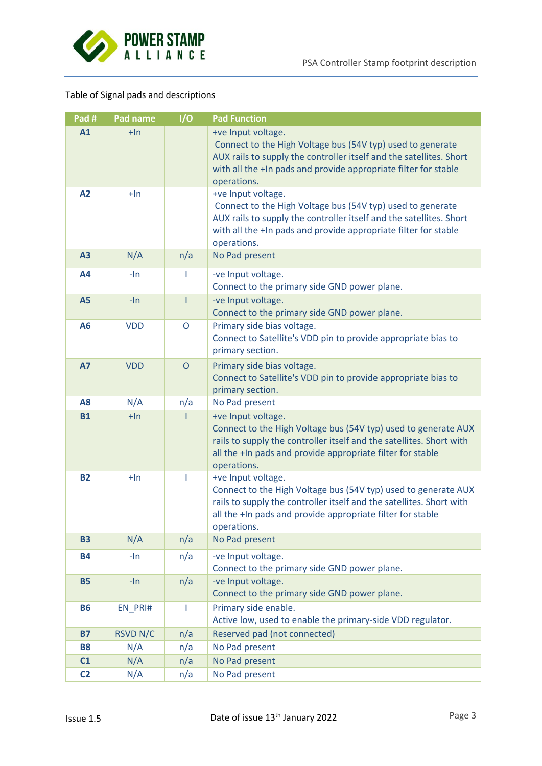Table of Signal pads and descriptions

| Pad # | Pad name | I/O | Pad Function |
|---|---|---|---|
| **A1** | +In | | +ve Input voltage.<br>Connect to the High Voltage bus (54V typ) used to generate AUX rails to supply the controller itself and the satellites. Short with all the +In pads and provide appropriate filter for stable operations. |
| **A2** | +In | | +ve Input voltage.<br>Connect to the High Voltage bus (54V typ) used to generate AUX rails to supply the controller itself and the satellites. Short with all the +In pads and provide appropriate filter for stable operations. |
| **A3** | N/A | n/a | No Pad present |
| **A4** | -In | I | -ve Input voltage.<br>Connect to the primary side GND power plane. |
| **A5** | -In | I | -ve Input voltage.<br>Connect to the primary side GND power plane. |
| **A6** | VDD | O | Primary side bias voltage.<br>Connect to Satellite's VDD pin to provide appropriate bias to primary section. |
| **A7** | VDD | O | Primary side bias voltage.<br>Connect to Satellite's VDD pin to provide appropriate bias to primary section. |
| **A8** | N/A | n/a | No Pad present |
| **B1** | +In | I | +ve Input voltage.<br>Connect to the High Voltage bus (54V typ) used to generate AUX rails to supply the controller itself and the satellites. Short with all the +In pads and provide appropriate filter for stable operations. |
| **B2** | +In | I | +ve Input voltage.<br>Connect to the High Voltage bus (54V typ) used to generate AUX rails to supply the controller itself and the satellites. Short with all the +In pads and provide appropriate filter for stable operations. |
| **B3** | N/A | n/a | No Pad present |
| **B4** | -In | n/a | -ve Input voltage.<br>Connect to the primary side GND power plane. |
| **B5** | -In | n/a | -ve Input voltage.<br>Connect to the primary side GND power plane. |
| **B6** | EN_PRI# | I | Primary side enable.<br>Active low, used to enable the primary-side VDD regulator. |
| **B7** | RSVD N/C | n/a | Reserved pad (not connected) |
| **B8** | N/A | n/a | No Pad present |
| **C1** | N/A | n/a | No Pad present |
| **C2** | N/A | n/a | No Pad present |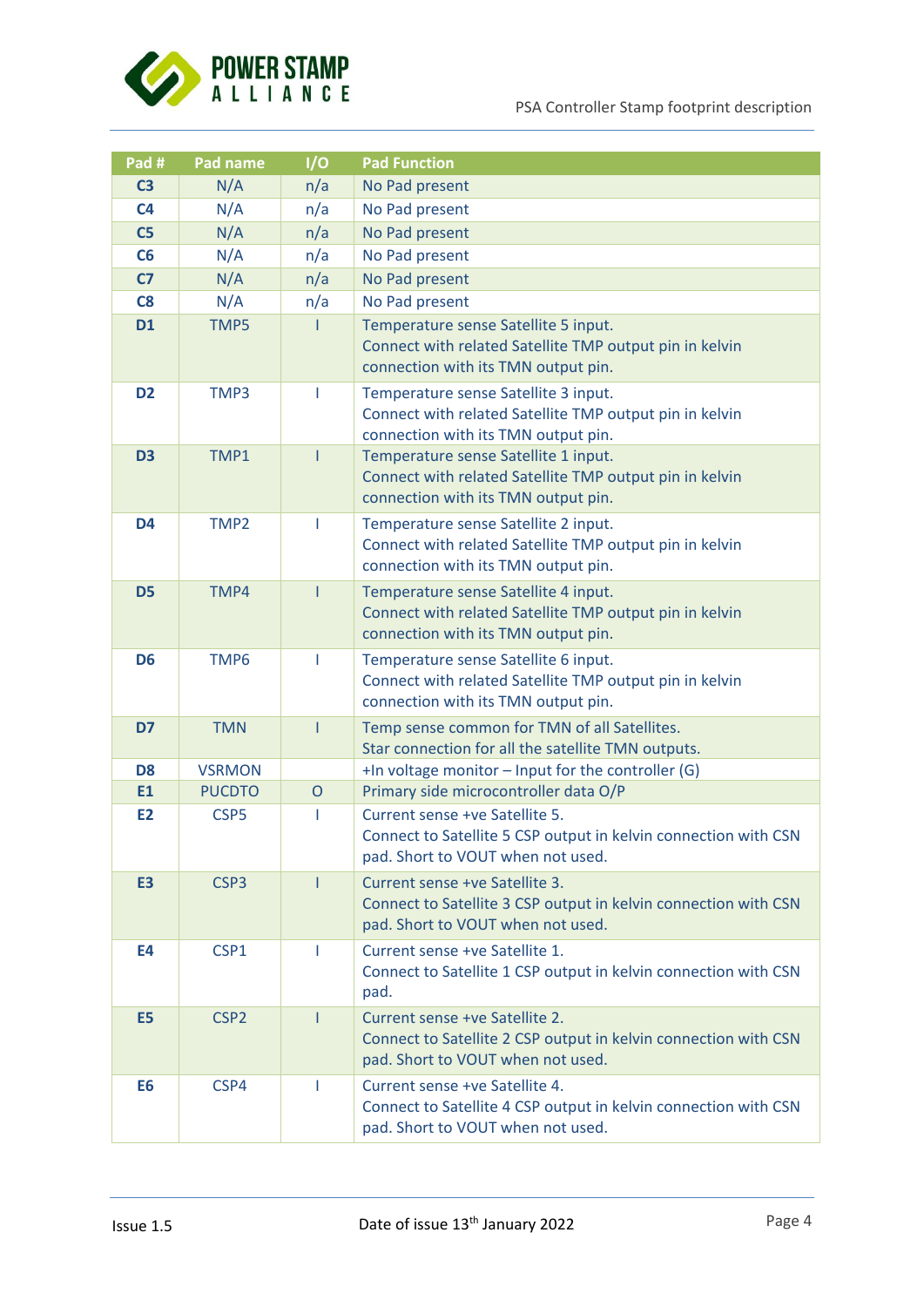| Pad # | Pad name | I/O | Pad Function |
|---|---|---|---|
| C3 | N/A | n/a | No Pad present |
| C4 | N/A | n/a | No Pad present |
| C5 | N/A | n/a | No Pad present |
| C6 | N/A | n/a | No Pad present |
| C7 | N/A | n/a | No Pad present |
| C8 | N/A | n/a | No Pad present |
| D1 | TMP5 | I | Temperature sense Satellite 5 input.<br>Connect with related Satellite TMP output pin in kelvin connection with its TMN output pin. |
| D2 | TMP3 | I | Temperature sense Satellite 3 input.<br>Connect with related Satellite TMP output pin in kelvin connection with its TMN output pin. |
| D3 | TMP1 | I | Temperature sense Satellite 1 input.<br>Connect with related Satellite TMP output pin in kelvin connection with its TMN output pin. |
| D4 | TMP2 | I | Temperature sense Satellite 2 input.<br>Connect with related Satellite TMP output pin in kelvin connection with its TMN output pin. |
| D5 | TMP4 | I | Temperature sense Satellite 4 input.<br>Connect with related Satellite TMP output pin in kelvin connection with its TMN output pin. |
| D6 | TMP6 | I | Temperature sense Satellite 6 input.<br>Connect with related Satellite TMP output pin in kelvin connection with its TMN output pin. |
| D7 | TMN | I | Temp sense common for TMN of all Satellites.<br>Star connection for all the satellite TMN outputs. |
| D8 | VSRMON | | +In voltage monitor – Input for the controller (G) |
| E1 | PUCDTO | O | Primary side microcontroller data O/P |
| E2 | CSP5 | I | Current sense +ve Satellite 5.<br>Connect to Satellite 5 CSP output in kelvin connection with CSN pad. Short to VOUT when not used. |
| E3 | CSP3 | I | Current sense +ve Satellite 3.<br>Connect to Satellite 3 CSP output in kelvin connection with CSN pad. Short to VOUT when not used. |
| E4 | CSP1 | I | Current sense +ve Satellite 1.<br>Connect to Satellite 1 CSP output in kelvin connection with CSN pad. |
| E5 | CSP2 | I | Current sense +ve Satellite 2.<br>Connect to Satellite 2 CSP output in kelvin connection with CSN pad. Short to VOUT when not used. |
| E6 | CSP4 | I | Current sense +ve Satellite 4.<br>Connect to Satellite 4 CSP output in kelvin connection with CSN pad. Short to VOUT when not used. |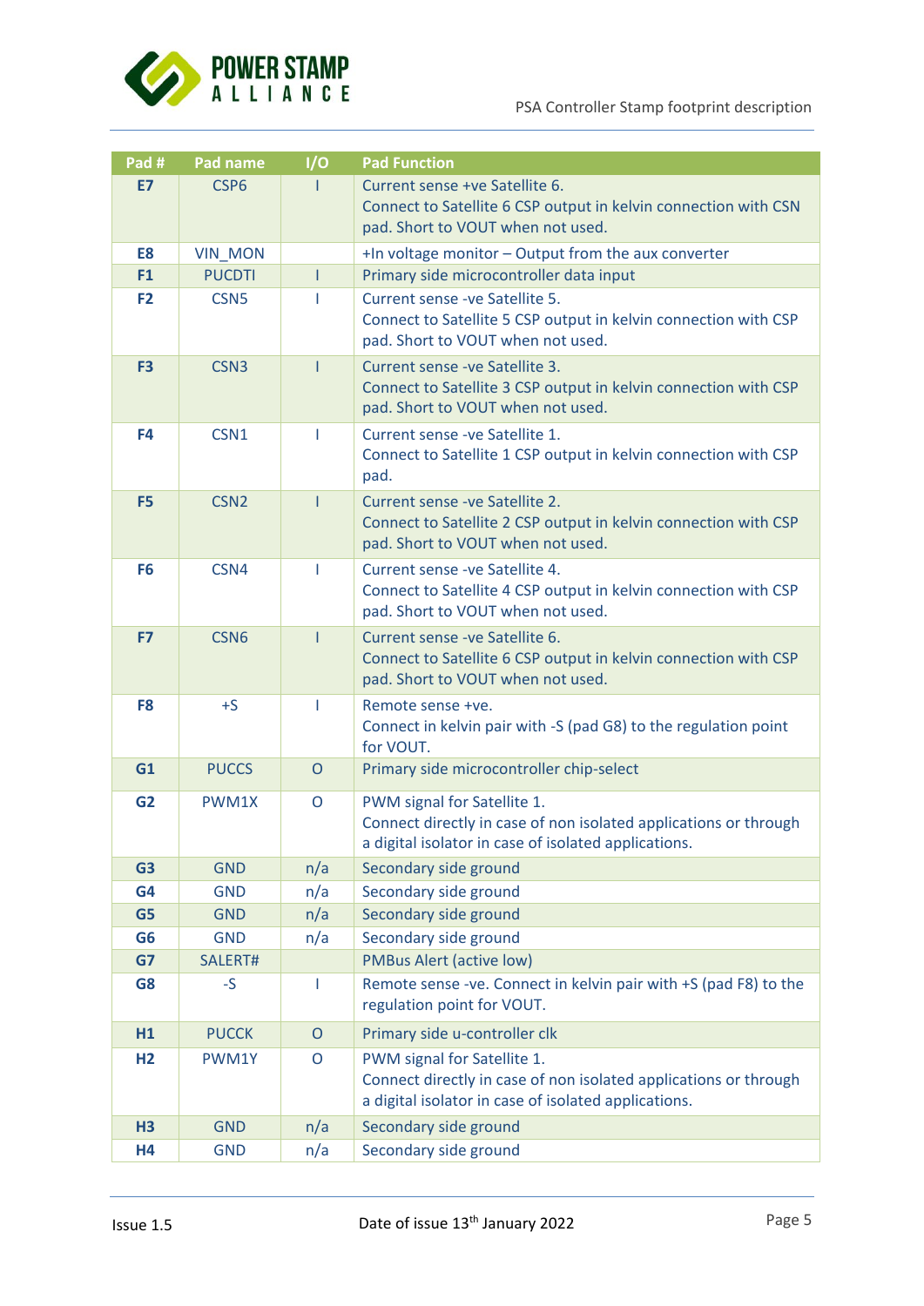| Pad # | Pad name | I/O | Pad Function |
|---|---|---|---|
| **E7** | CSP6 | I | Current sense +ve Satellite 6.<br>Connect to Satellite 6 CSP output in kelvin connection with CSN pad. Short to VOUT when not used. |
| **E8** | VIN_MON | | +In voltage monitor – Output from the aux converter |
| **F1** | PUCDTI | I | Primary side microcontroller data input |
| **F2** | CSN5 | I | Current sense -ve Satellite 5.<br>Connect to Satellite 5 CSP output in kelvin connection with CSP pad. Short to VOUT when not used. |
| **F3** | CSN3 | I | Current sense -ve Satellite 3.<br>Connect to Satellite 3 CSP output in kelvin connection with CSP pad. Short to VOUT when not used. |
| **F4** | CSN1 | I | Current sense -ve Satellite 1.<br>Connect to Satellite 1 CSP output in kelvin connection with CSP pad. |
| **F5** | CSN2 | I | Current sense -ve Satellite 2.<br>Connect to Satellite 2 CSP output in kelvin connection with CSP pad. Short to VOUT when not used. |
| **F6** | CSN4 | I | Current sense -ve Satellite 4.<br>Connect to Satellite 4 CSP output in kelvin connection with CSP pad. Short to VOUT when not used. |
| **F7** | CSN6 | I | Current sense -ve Satellite 6.<br>Connect to Satellite 6 CSP output in kelvin connection with CSP pad. Short to VOUT when not used. |
| **F8** | +S | I | Remote sense +ve.<br>Connect in kelvin pair with -S (pad G8) to the regulation point for VOUT. |
| **G1** | PUCCS | O | Primary side microcontroller chip-select |
| **G2** | PWM1X | O | PWM signal for Satellite 1.<br>Connect directly in case of non isolated applications or through a digital isolator in case of isolated applications. |
| **G3** | GND | n/a | Secondary side ground |
| **G4** | GND | n/a | Secondary side ground |
| **G5** | GND | n/a | Secondary side ground |
| **G6** | GND | n/a | Secondary side ground |
| **G7** | SALERT# | | PMBus Alert (active low) |
| **G8** | -S | I | Remote sense -ve. Connect in kelvin pair with +S (pad F8) to the regulation point for VOUT. |
| **H1** | PUCCK | O | Primary side u-controller clk |
| **H2** | PWM1Y | O | PWM signal for Satellite 1.<br>Connect directly in case of non isolated applications or through a digital isolator in case of isolated applications. |
| **H3** | GND | n/a | Secondary side ground |
| **H4** | GND | n/a | Secondary side ground |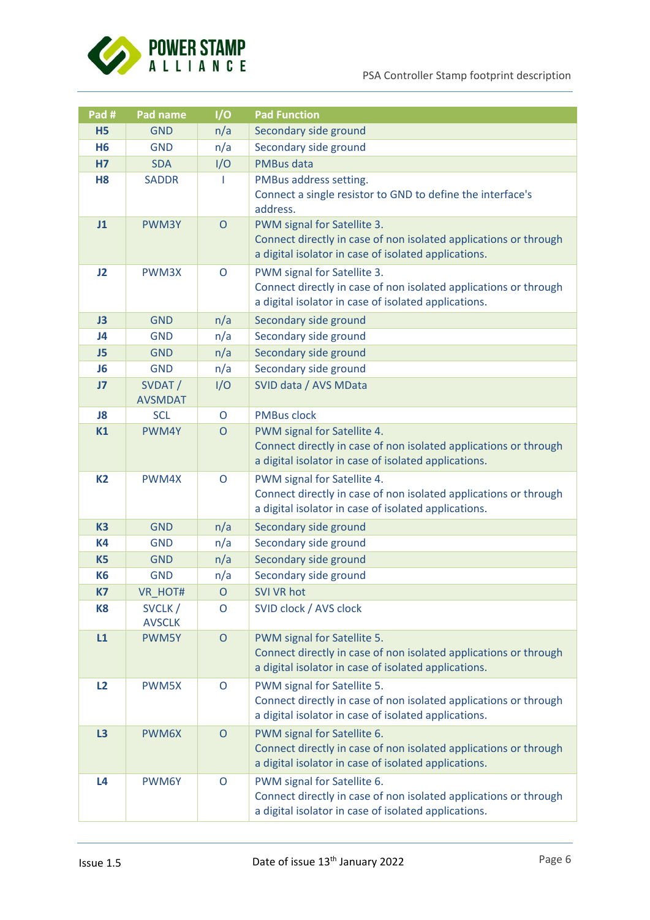| Pad # | Pad name | I/O | Pad Function |
|---|---|---|---|
| **H5** | GND | n/a | Secondary side ground |
| **H6** | GND | n/a | Secondary side ground |
| **H7** | SDA | I/O | PMBus data |
| **H8** | SADDR | I | PMBus address setting.<br>Connect a single resistor to GND to define the interface's address. |
| **J1** | PWM3Y | O | PWM signal for Satellite 3.<br>Connect directly in case of non isolated applications or through a digital isolator in case of isolated applications. |
| **J2** | PWM3X | O | PWM signal for Satellite 3.<br>Connect directly in case of non isolated applications or through a digital isolator in case of isolated applications. |
| **J3** | GND | n/a | Secondary side ground |
| **J4** | GND | n/a | Secondary side ground |
| **J5** | GND | n/a | Secondary side ground |
| **J6** | GND | n/a | Secondary side ground |
| **J7** | SVDAT / AVSMDAT | I/O | SVID data / AVS MData |
| **J8** | SCL | O | PMBus clock |
| **K1** | PWM4Y | O | PWM signal for Satellite 4.<br>Connect directly in case of non isolated applications or through a digital isolator in case of isolated applications. |
| **K2** | PWM4X | O | PWM signal for Satellite 4.<br>Connect directly in case of non isolated applications or through a digital isolator in case of isolated applications. |
| **K3** | GND | n/a | Secondary side ground |
| **K4** | GND | n/a | Secondary side ground |
| **K5** | GND | n/a | Secondary side ground |
| **K6** | GND | n/a | Secondary side ground |
| **K7** | VR_HOT# | O | SVI VR hot |
| **K8** | SVCLK / AVSCLK | O | SVID clock / AVS clock |
| **L1** | PWM5Y | O | PWM signal for Satellite 5.<br>Connect directly in case of non isolated applications or through a digital isolator in case of isolated applications. |
| **L2** | PWM5X | O | PWM signal for Satellite 5.<br>Connect directly in case of non isolated applications or through a digital isolator in case of isolated applications. |
| **L3** | PWM6X | O | PWM signal for Satellite 6.<br>Connect directly in case of non isolated applications or through a digital isolator in case of isolated applications. |
| **L4** | PWM6Y | O | PWM signal for Satellite 6.<br>Connect directly in case of non isolated applications or through a digital isolator in case of isolated applications. |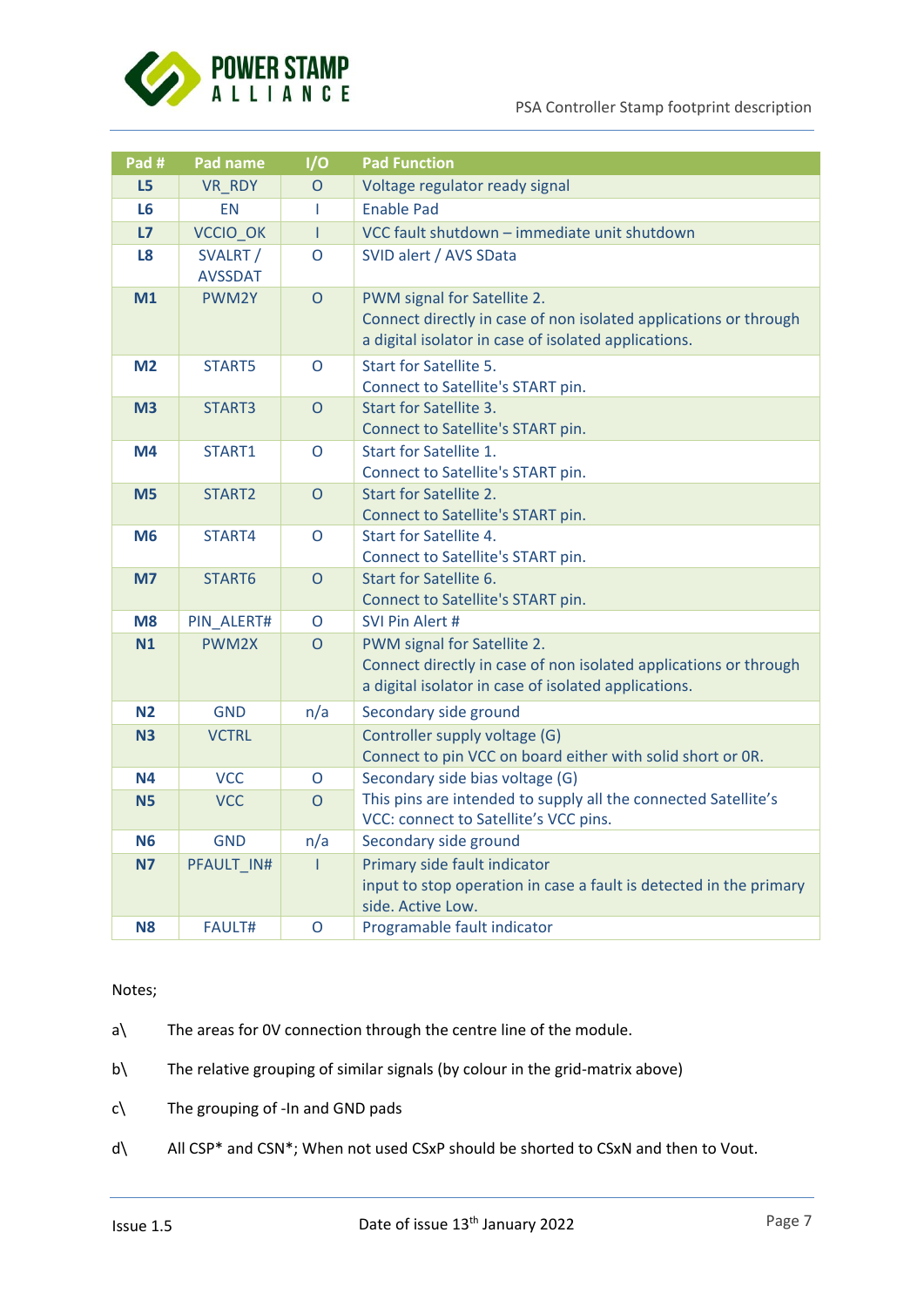| Pad # | Pad name | I/O | Pad Function |
|---|---|---|---|
| **L5** | VR_RDY | O | Voltage regulator ready signal |
| **L6** | EN | I | Enable Pad |
| **L7** | VCCIO_OK | I | VCC fault shutdown – immediate unit shutdown |
| **L8** | SVALRT / AVSSDAT | O | SVID alert / AVS SData |
| **M1** | PWM2Y | O | PWM signal for Satellite 2.<br>Connect directly in case of non isolated applications or through a digital isolator in case of isolated applications. |
| **M2** | START5 | O | Start for Satellite 5.<br>Connect to Satellite's START pin. |
| **M3** | START3 | O | Start for Satellite 3.<br>Connect to Satellite's START pin. |
| **M4** | START1 | O | Start for Satellite 1.<br>Connect to Satellite's START pin. |
| **M5** | START2 | O | Start for Satellite 2.<br>Connect to Satellite's START pin. |
| **M6** | START4 | O | Start for Satellite 4.<br>Connect to Satellite's START pin. |
| **M7** | START6 | O | Start for Satellite 6.<br>Connect to Satellite's START pin. |
| **M8** | PIN_ALERT# | O | SVI Pin Alert # |
| **N1** | PWM2X | O | PWM signal for Satellite 2.<br>Connect directly in case of non isolated applications or through a digital isolator in case of isolated applications. |
| **N2** | GND | n/a | Secondary side ground |
| **N3** | VCTRL | | Controller supply voltage (G)<br>Connect to pin VCC on board either with solid short or 0R. |
| **N4** | VCC | O | Secondary side bias voltage (G)<br>This pins are intended to supply all the connected Satellite's VCC: connect to Satellite's VCC pins. |
| **N5** | VCC | O | |
| **N6** | GND | n/a | Secondary side ground |
| **N7** | PFAULT_IN# | I | Primary side fault indicator<br>input to stop operation in case a fault is detected in the primary side. Active Low. |
| **N8** | FAULT# | O | Programable fault indicator |

Notes;

a\ The areas for 0V connection through the centre line of the module.

b\ The relative grouping of similar signals (by colour in the grid-matrix above)

c\ The grouping of -In and GND pads

d\ All CSP* and CSN*; When not used CSxP should be shorted to CSxN and then to Vout.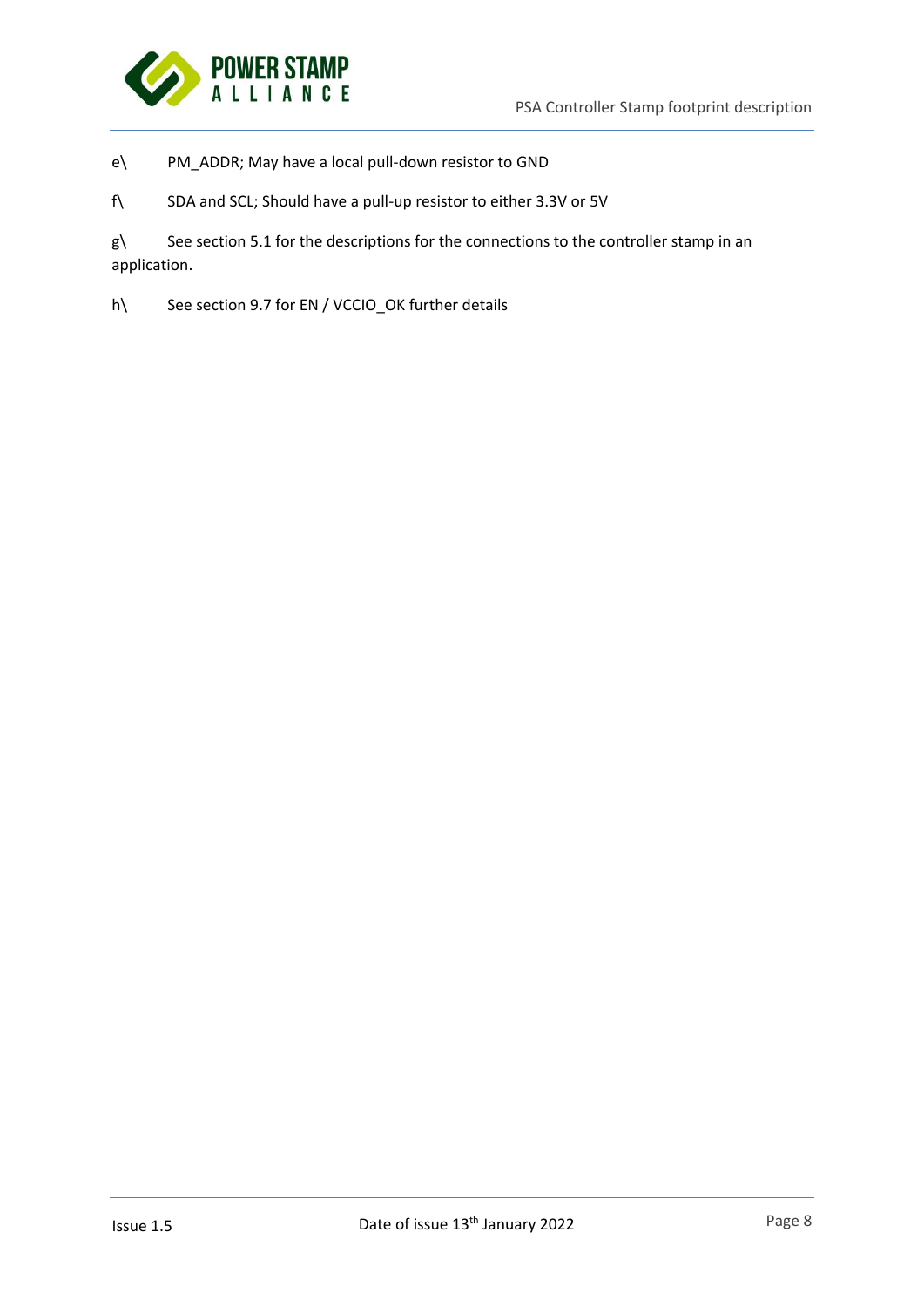e\ PM_ADDR; May have a local pull-down resistor to GND

f\ SDA and SCL; Should have a pull-up resistor to either 3.3V or 5V

g\ See section 5.1 for the descriptions for the connections to the controller stamp in an application.

h\ See section 9.7 for EN / VCCIO_OK further details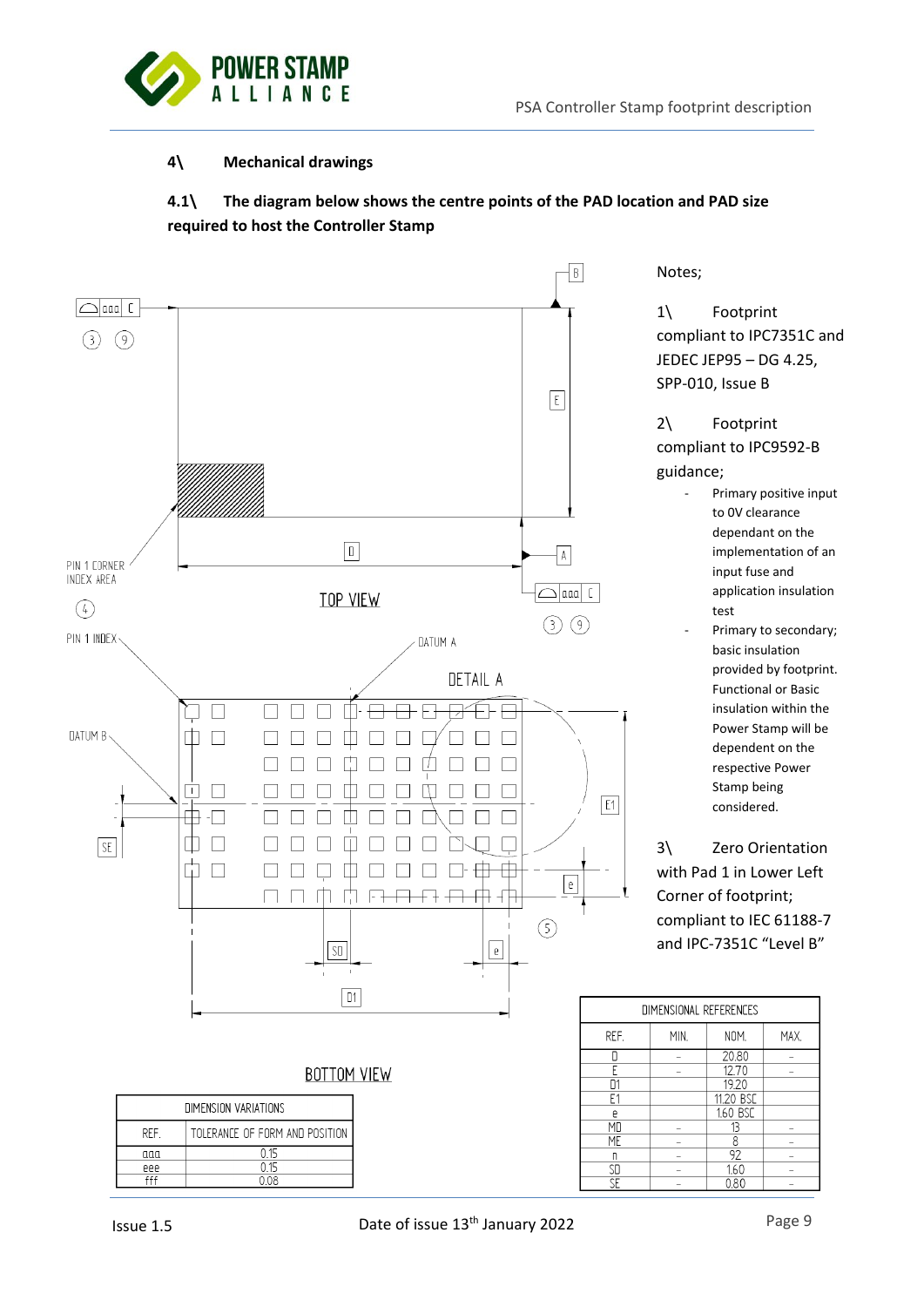## 4\ Mechanical drawings

### 4.1\ The diagram below shows the centre points of the PAD location and PAD size required to host the Controller Stamp

Notes;

1\ Footprint compliant to IPC7351C and JEDEC JEP95 – DG 4.25, SPP-010, Issue B

2\ Footprint compliant to IPC9592-B guidance;

- Primary positive input to 0V clearance dependant on the implementation of an input fuse and application insulation test
- Primary to secondary; basic insulation provided by footprint. Functional or Basic insulation within the Power Stamp will be dependent on the respective Power Stamp being considered.

3\ Zero Orientation with Pad 1 in Lower Left Corner of footprint; compliant to IEC 61188-7 and IPC-7351C "Level B"

TOP VIEW

PIN 1 CORNER INDEX AREA

PIN 1 INDEX

DATUM A

DATUM B

DETAIL A

BOTTOM VIEW

| DIMENSION VARIATIONS | |
|---|---|
| REF. | TOLERANCE OF FORM AND POSITION |
| aaa | 0.15 |
| eee | 0.15 |
| fff | 0.08 |

| DIMENSIONAL REFERENCES | | | |
|---|---|---|---|
| REF. | MIN. | NOM. | MAX. |
| D | – | 20.80 | – |
| E | – | 12.70 | – |
| D1 | | 19.20 | |
| E1 | | 11.20 BSC | |
| e | | 1.60 BSC | |
| MD | – | 13 | – |
| ME | – | 8 | – |
| n | – | 92 | – |
| SD | – | 1.60 | – |
| SE | – | 0.80 | – |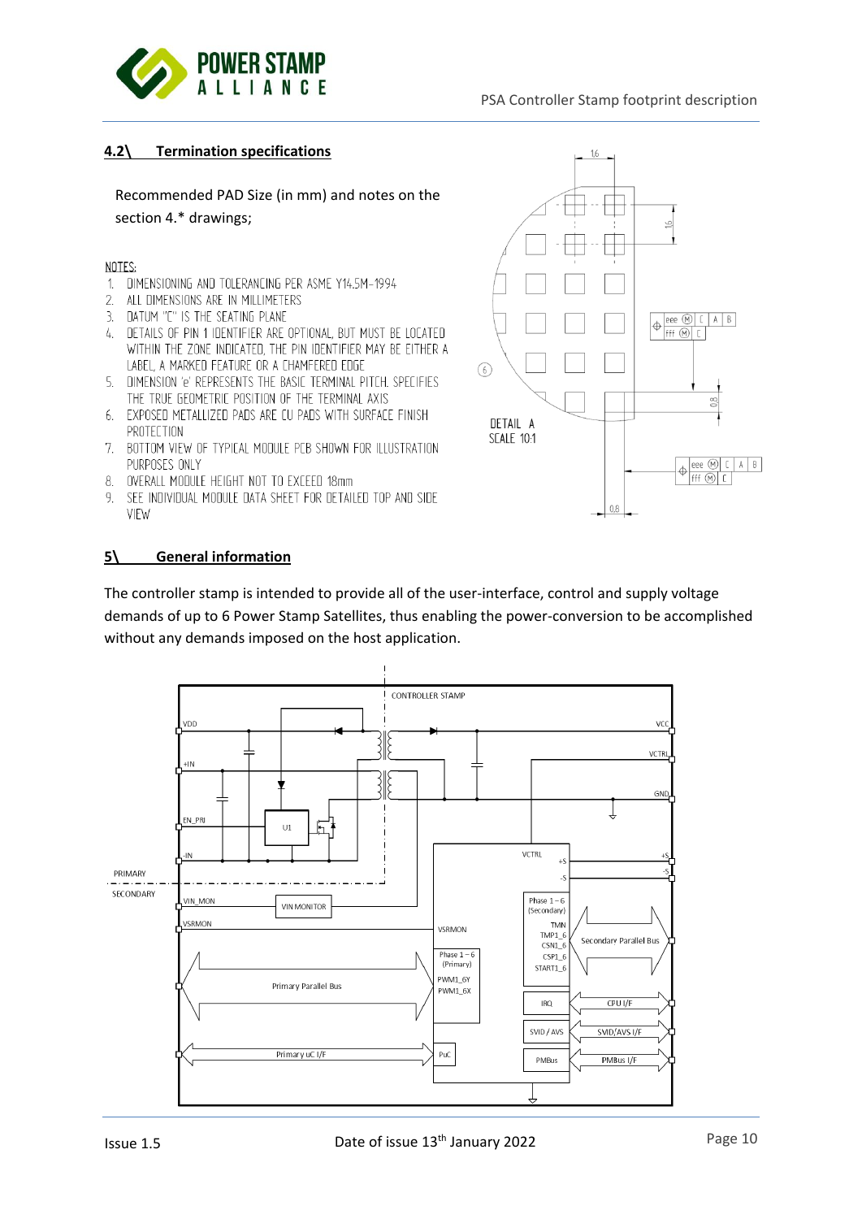## 4.2\ Termination specifications

Recommended PAD Size (in mm) and notes on the section 4.* drawings;

NOTES:

1. DIMENSIONING AND TOLERANCING PER ASME Y14.5M-1994
2. ALL DIMENSIONS ARE IN MILLIMETERS
3. DATUM "C" IS THE SEATING PLANE
4. DETAILS OF PIN 1 IDENTIFIER ARE OPTIONAL, BUT MUST BE LOCATED WITHIN THE ZONE INDICATED, THE PIN IDENTIFIER MAY BE EITHER A LABEL, A MARKED FEATURE OR A CHAMFERED EDGE
5. DIMENSION 'e' REPRESENTS THE BASIC TERMINAL PITCH. SPECIFIES THE TRUE GEOMETRIC POSITION OF THE TERMINAL AXIS
6. EXPOSED METALLIZED PADS ARE CU PADS WITH SURFACE FINISH PROTECTION
7. BOTTOM VIEW OF TYPICAL MODULE PCB SHOWN FOR ILLUSTRATION PURPOSES ONLY
8. OVERALL MODULE HEIGHT NOT TO EXCEED 18mm
9. SEE INDIVIDUAL MODULE DATA SHEET FOR DETAILED TOP AND SIDE VIEW

DETAIL A
SCALE 10:1

## 5\ General information

The controller stamp is intended to provide all of the user-interface, control and supply voltage demands of up to 6 Power Stamp Satellites, thus enabling the power-conversion to be accomplished without any demands imposed on the host application.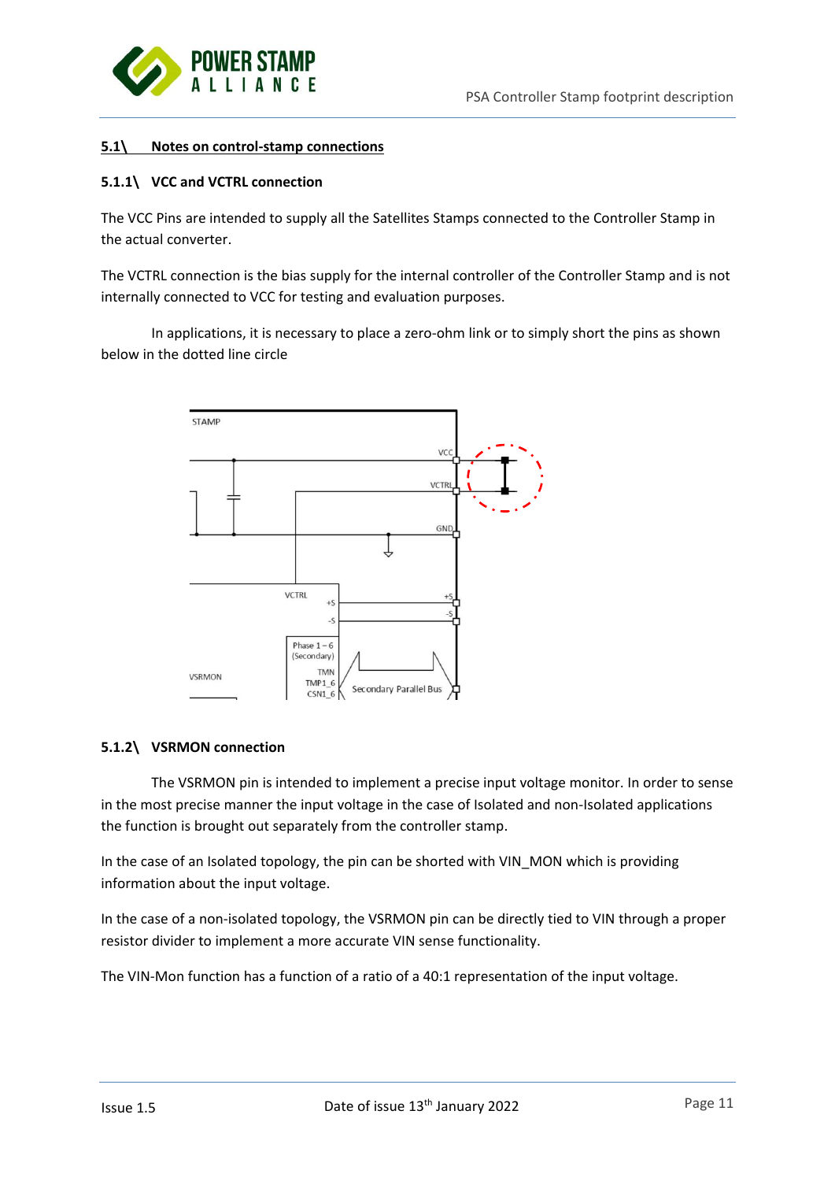### 5.1\ Notes on control-stamp connections

#### 5.1.1\ VCC and VCTRL connection

The VCC Pins are intended to supply all the Satellites Stamps connected to the Controller Stamp in the actual converter.

The VCTRL connection is the bias supply for the internal controller of the Controller Stamp and is not internally connected to VCC for testing and evaluation purposes.

In applications, it is necessary to place a zero-ohm link or to simply short the pins as shown below in the dotted line circle

#### 5.1.2\ VSRMON connection

The VSRMON pin is intended to implement a precise input voltage monitor. In order to sense in the most precise manner the input voltage in the case of Isolated and non-Isolated applications the function is brought out separately from the controller stamp.

In the case of an Isolated topology, the pin can be shorted with VIN_MON which is providing information about the input voltage.

In the case of a non-isolated topology, the VSRMON pin can be directly tied to VIN through a proper resistor divider to implement a more accurate VIN sense functionality.

The VIN-Mon function has a function of a ratio of a 40:1 representation of the input voltage.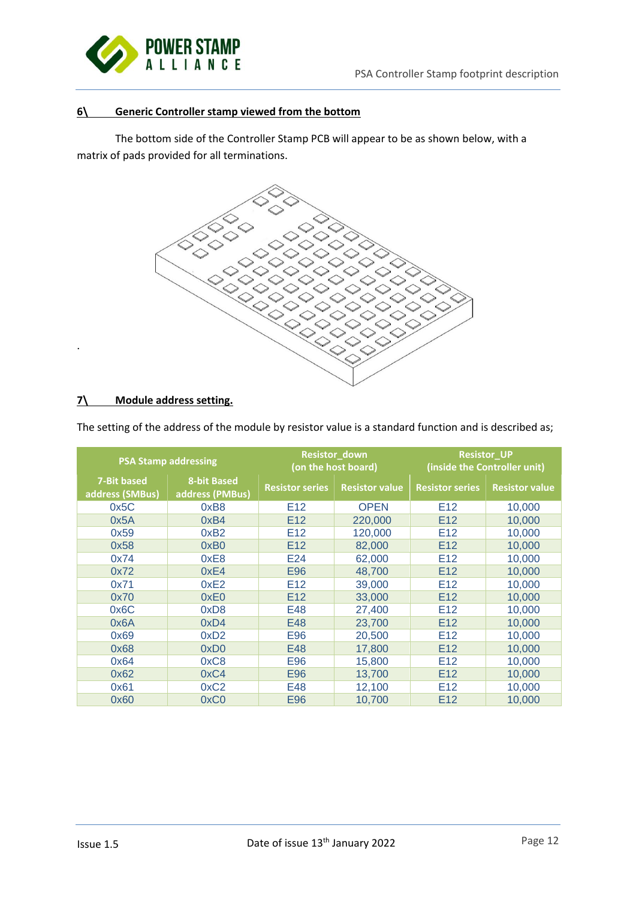## 6\ Generic Controller stamp viewed from the bottom

The bottom side of the Controller Stamp PCB will appear to be as shown below, with a matrix of pads provided for all terminations.

.

## 7\ Module address setting.

The setting of the address of the module by resistor value is a standard function and is described as;

| PSA Stamp addressing | | Resistor_down (on the host board) | | Resistor_UP (inside the Controller unit) | |
|---|---|---|---|---|---|
| 7-Bit based address (SMBus) | 8-bit Based address (PMBus) | Resistor series | Resistor value | Resistor series | Resistor value |
| 0x5C | 0xB8 | E12 | OPEN | E12 | 10,000 |
| 0x5A | 0xB4 | E12 | 220,000 | E12 | 10,000 |
| 0x59 | 0xB2 | E12 | 120,000 | E12 | 10,000 |
| 0x58 | 0xB0 | E12 | 82,000 | E12 | 10,000 |
| 0x74 | 0xE8 | E24 | 62,000 | E12 | 10,000 |
| 0x72 | 0xE4 | E96 | 48,700 | E12 | 10,000 |
| 0x71 | 0xE2 | E12 | 39,000 | E12 | 10,000 |
| 0x70 | 0xE0 | E12 | 33,000 | E12 | 10,000 |
| 0x6C | 0xD8 | E48 | 27,400 | E12 | 10,000 |
| 0x6A | 0xD4 | E48 | 23,700 | E12 | 10,000 |
| 0x69 | 0xD2 | E96 | 20,500 | E12 | 10,000 |
| 0x68 | 0xD0 | E48 | 17,800 | E12 | 10,000 |
| 0x64 | 0xC8 | E96 | 15,800 | E12 | 10,000 |
| 0x62 | 0xC4 | E96 | 13,700 | E12 | 10,000 |
| 0x61 | 0xC2 | E48 | 12,100 | E12 | 10,000 |
| 0x60 | 0xC0 | E96 | 10,700 | E12 | 10,000 |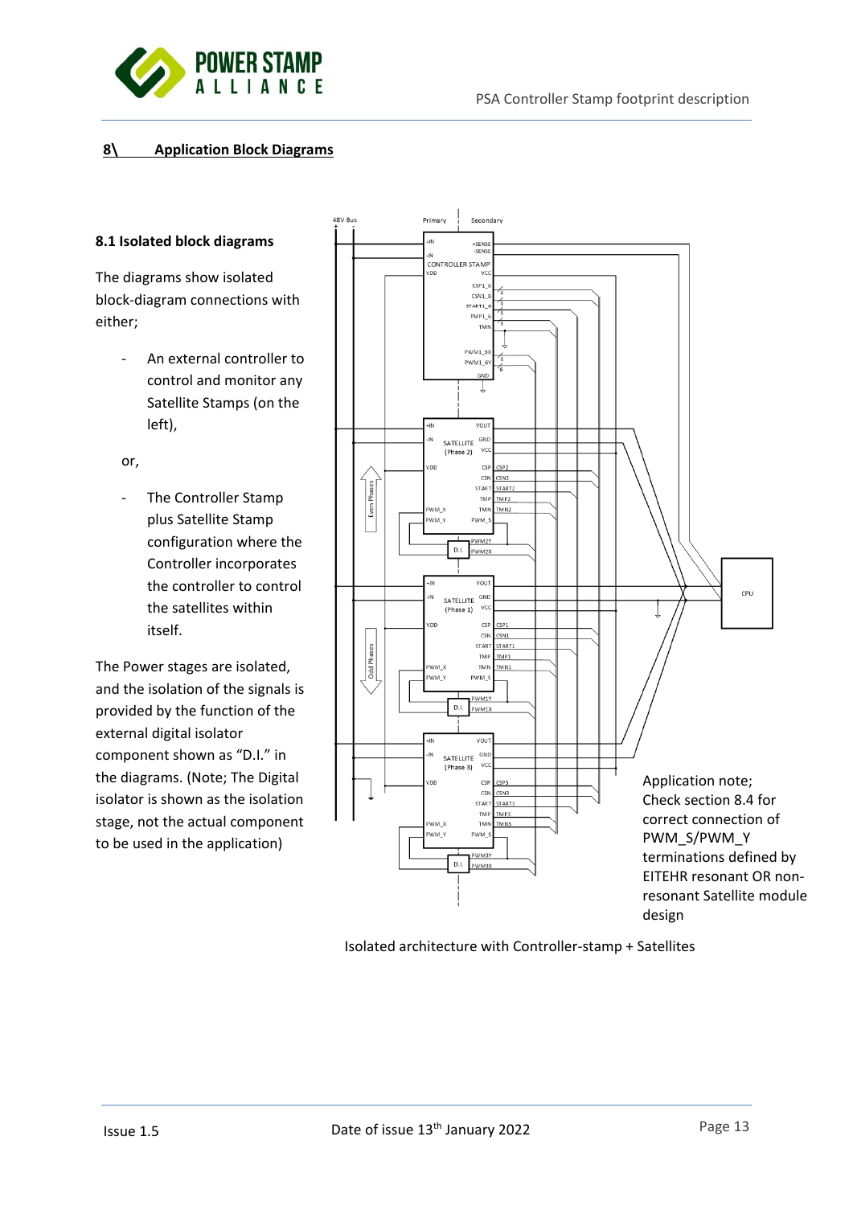## 8\ Application Block Diagrams

### 8.1 Isolated block diagrams

The diagrams show isolated block-diagram connections with either;

- An external controller to control and monitor any Satellite Stamps (on the left),

or,

- The Controller Stamp plus Satellite Stamp configuration where the Controller incorporates the controller to control the satellites within itself.

The Power stages are isolated, and the isolation of the signals is provided by the function of the external digital isolator component shown as "D.I." in the diagrams. (Note; The Digital isolator is shown as the isolation stage, not the actual component to be used in the application)

Application note;
Check section 8.4 for correct connection of PWM_S/PWM_Y terminations defined by EITEHR resonant OR non-resonant Satellite module design

Isolated architecture with Controller-stamp + Satellites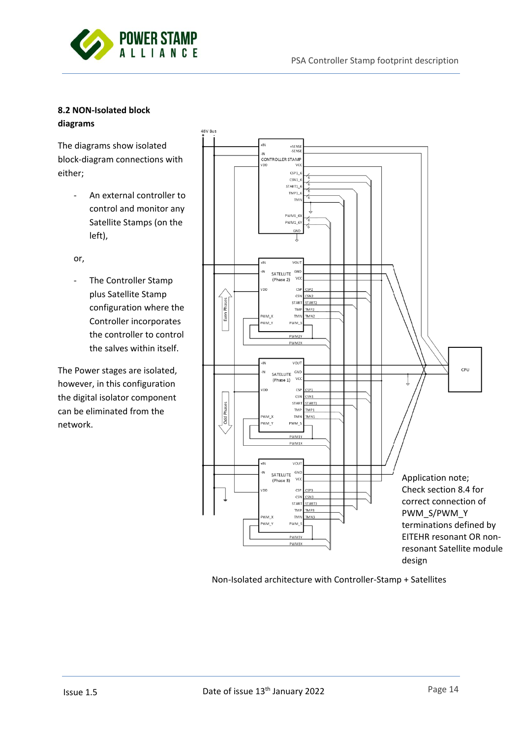### 8.2 NON-Isolated block diagrams

The diagrams show isolated block-diagram connections with either;

- An external controller to control and monitor any Satellite Stamps (on the left),

or,

- The Controller Stamp plus Satellite Stamp configuration where the Controller incorporates the controller to control the salves within itself.

The Power stages are isolated, however, in this configuration the digital isolator component can be eliminated from the network.

Application note; Check section 8.4 for correct connection of PWM_S/PWM_Y terminations defined by EITEHR resonant OR non-resonant Satellite module design

Non-Isolated architecture with Controller-Stamp + Satellites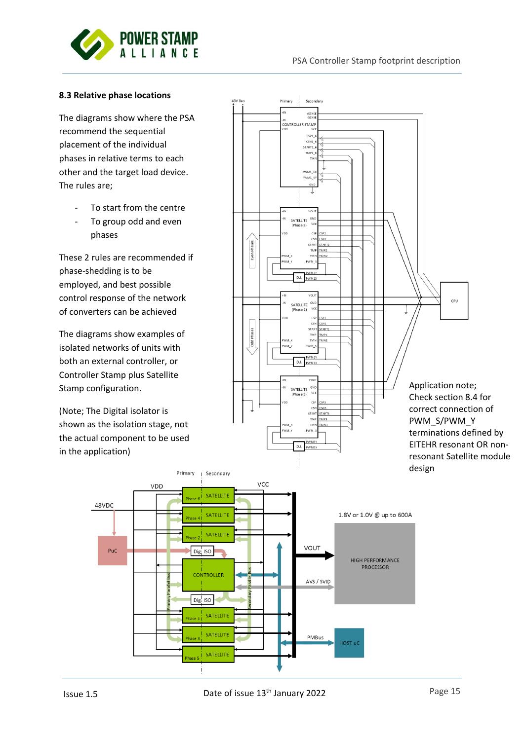### 8.3 Relative phase locations

The diagrams show where the PSA recommend the sequential placement of the individual phases in relative terms to each other and the target load device. The rules are;

- To start from the centre
- To group odd and even phases

These 2 rules are recommended if phase-shedding is to be employed, and best possible control response of the network of converters can be achieved

The diagrams show examples of isolated networks of units with both an external controller, or Controller Stamp plus Satellite Stamp configuration.

(Note; The Digital isolator is shown as the isolation stage, not the actual component to be used in the application)

Application note; Check section 8.4 for correct connection of PWM_S/PWM_Y terminations defined by EITEHR resonant OR non-resonant Satellite module design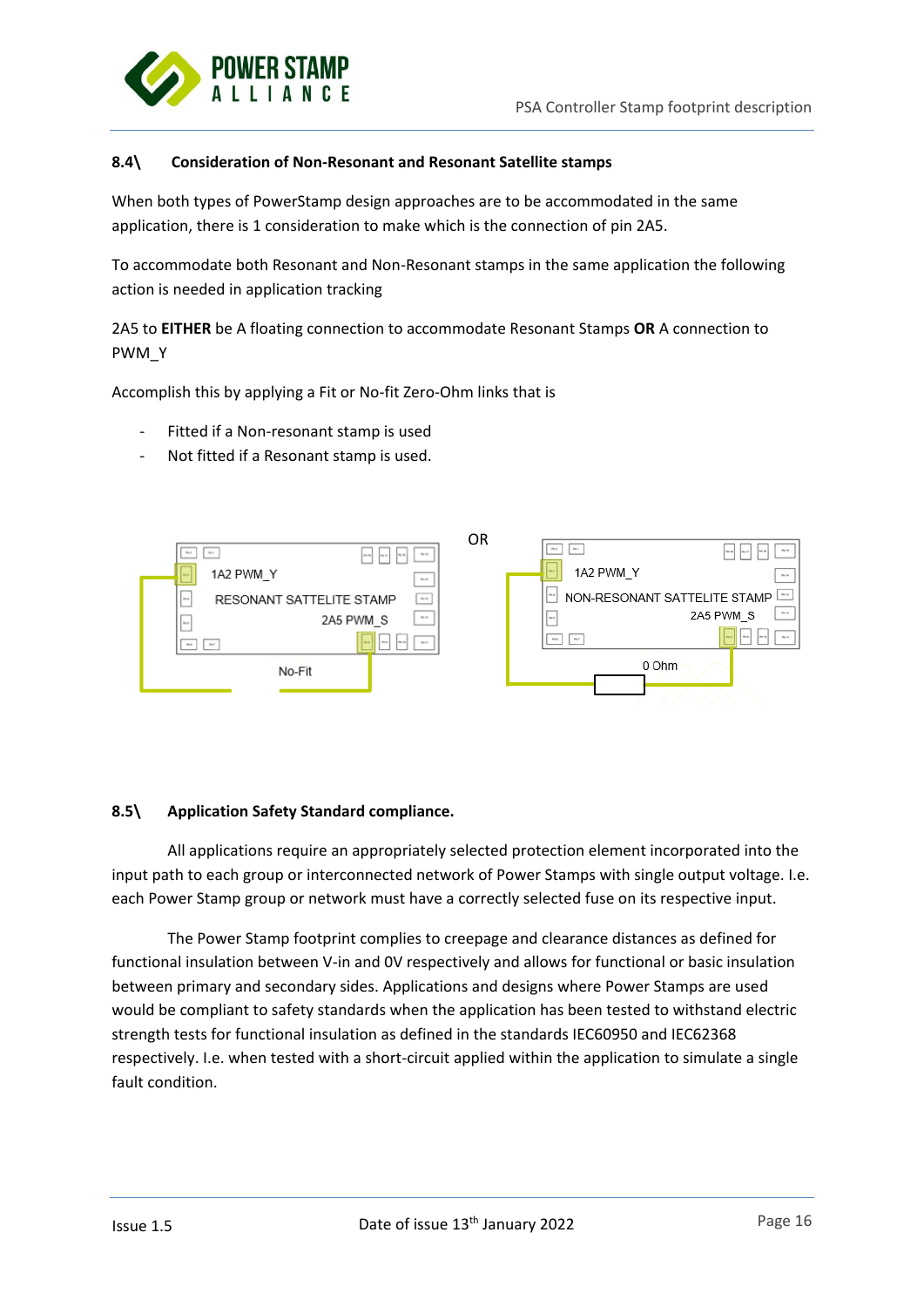### 8.4\ Consideration of Non-Resonant and Resonant Satellite stamps

When both types of PowerStamp design approaches are to be accommodated in the same application, there is 1 consideration to make which is the connection of pin 2A5.

To accommodate both Resonant and Non-Resonant stamps in the same application the following action is needed in application tracking

2A5 to **EITHER** be A floating connection to accommodate Resonant Stamps **OR** A connection to PWM_Y

Accomplish this by applying a Fit or No-fit Zero-Ohm links that is

- Fitted if a Non-resonant stamp is used
- Not fitted if a Resonant stamp is used.

1A2 PWM_Y
RESONANT SATTELITE STAMP
2A5 PWM_S
No-Fit

OR

1A2 PWM_Y
NON-RESONANT SATTELITE STAMP
2A5 PWM_S
0 Ohm

### 8.5\ Application Safety Standard compliance.

All applications require an appropriately selected protection element incorporated into the input path to each group or interconnected network of Power Stamps with single output voltage. I.e. each Power Stamp group or network must have a correctly selected fuse on its respective input.

The Power Stamp footprint complies to creepage and clearance distances as defined for functional insulation between V-in and 0V respectively and allows for functional or basic insulation between primary and secondary sides. Applications and designs where Power Stamps are used would be compliant to safety standards when the application has been tested to withstand electric strength tests for functional insulation as defined in the standards IEC60950 and IEC62368 respectively. I.e. when tested with a short-circuit applied within the application to simulate a single fault condition.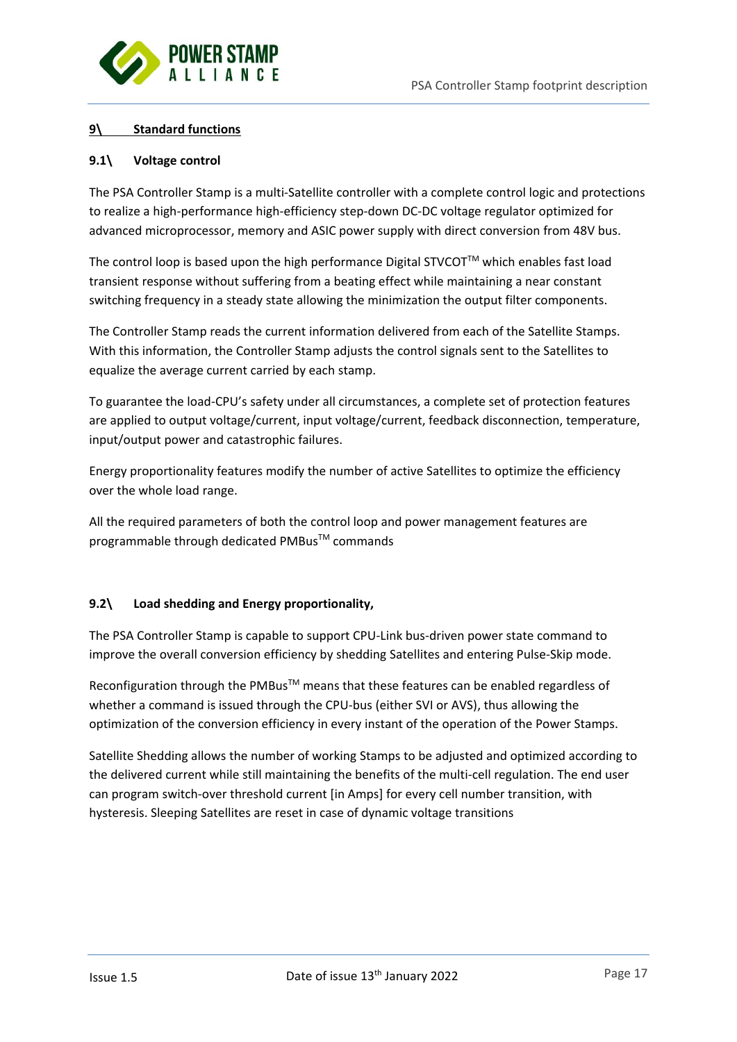## 9\ Standard functions

### 9.1\ Voltage control

The PSA Controller Stamp is a multi-Satellite controller with a complete control logic and protections to realize a high-performance high-efficiency step-down DC-DC voltage regulator optimized for advanced microprocessor, memory and ASIC power supply with direct conversion from 48V bus.

The control loop is based upon the high performance Digital STVCOT™ which enables fast load transient response without suffering from a beating effect while maintaining a near constant switching frequency in a steady state allowing the minimization the output filter components.

The Controller Stamp reads the current information delivered from each of the Satellite Stamps. With this information, the Controller Stamp adjusts the control signals sent to the Satellites to equalize the average current carried by each stamp.

To guarantee the load-CPU's safety under all circumstances, a complete set of protection features are applied to output voltage/current, input voltage/current, feedback disconnection, temperature, input/output power and catastrophic failures.

Energy proportionality features modify the number of active Satellites to optimize the efficiency over the whole load range.

All the required parameters of both the control loop and power management features are programmable through dedicated PMBus™ commands

### 9.2\ Load shedding and Energy proportionality,

The PSA Controller Stamp is capable to support CPU-Link bus-driven power state command to improve the overall conversion efficiency by shedding Satellites and entering Pulse-Skip mode.

Reconfiguration through the PMBus™ means that these features can be enabled regardless of whether a command is issued through the CPU-bus (either SVI or AVS), thus allowing the optimization of the conversion efficiency in every instant of the operation of the Power Stamps.

Satellite Shedding allows the number of working Stamps to be adjusted and optimized according to the delivered current while still maintaining the benefits of the multi-cell regulation. The end user can program switch-over threshold current [in Amps] for every cell number transition, with hysteresis. Sleeping Satellites are reset in case of dynamic voltage transitions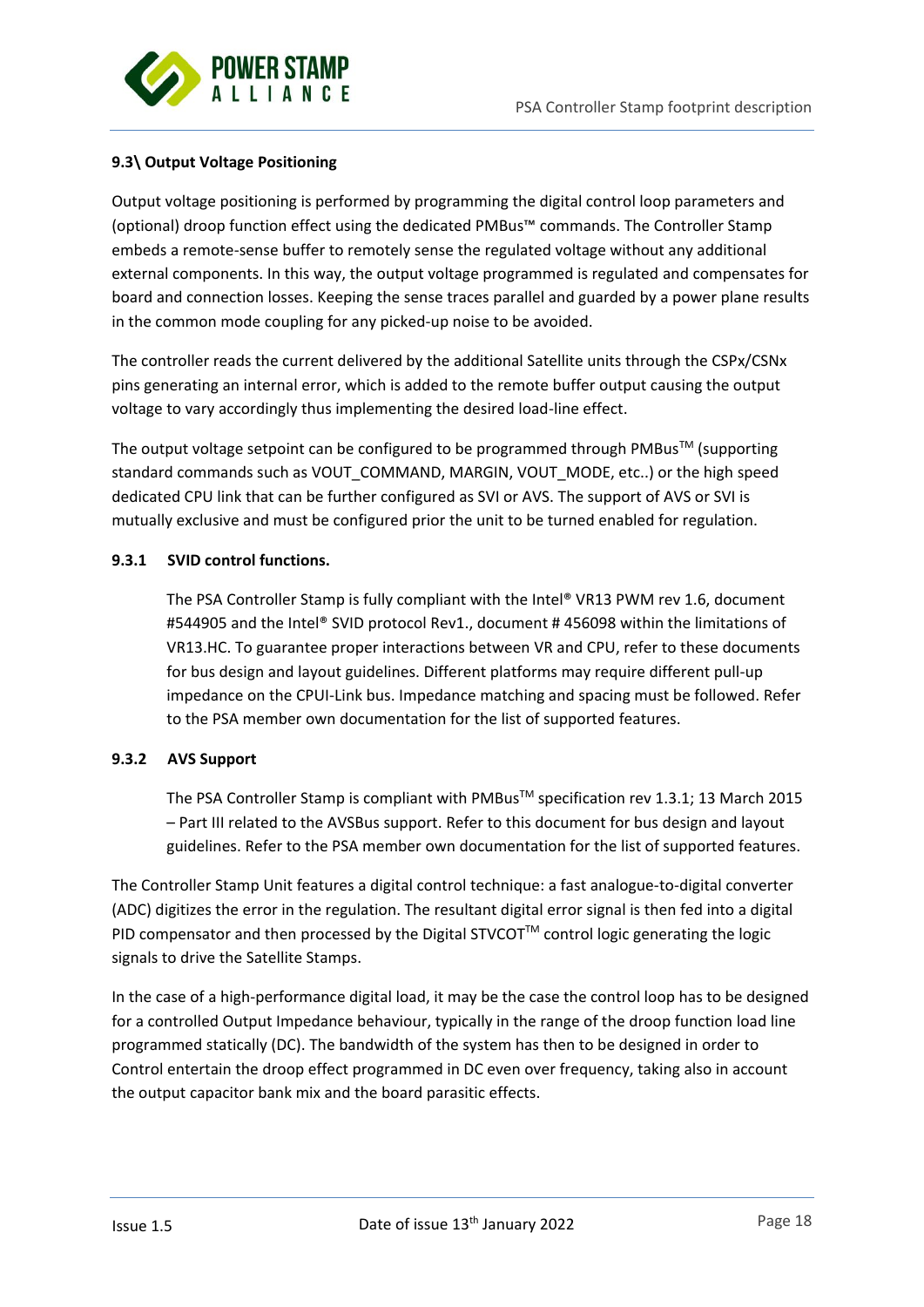### 9.3\ Output Voltage Positioning

Output voltage positioning is performed by programming the digital control loop parameters and (optional) droop function effect using the dedicated PMBus™ commands. The Controller Stamp embeds a remote-sense buffer to remotely sense the regulated voltage without any additional external components. In this way, the output voltage programmed is regulated and compensates for board and connection losses. Keeping the sense traces parallel and guarded by a power plane results in the common mode coupling for any picked-up noise to be avoided.

The controller reads the current delivered by the additional Satellite units through the CSPx/CSNx pins generating an internal error, which is added to the remote buffer output causing the output voltage to vary accordingly thus implementing the desired load-line effect.

The output voltage setpoint can be configured to be programmed through PMBus™ (supporting standard commands such as VOUT_COMMAND, MARGIN, VOUT_MODE, etc..) or the high speed dedicated CPU link that can be further configured as SVI or AVS. The support of AVS or SVI is mutually exclusive and must be configured prior the unit to be turned enabled for regulation.

#### 9.3.1 SVID control functions.

The PSA Controller Stamp is fully compliant with the Intel® VR13 PWM rev 1.6, document #544905 and the Intel® SVID protocol Rev1., document # 456098 within the limitations of VR13.HC. To guarantee proper interactions between VR and CPU, refer to these documents for bus design and layout guidelines. Different platforms may require different pull-up impedance on the CPUI-Link bus. Impedance matching and spacing must be followed. Refer to the PSA member own documentation for the list of supported features.

#### 9.3.2 AVS Support

The PSA Controller Stamp is compliant with PMBus™ specification rev 1.3.1; 13 March 2015 – Part III related to the AVSBus support. Refer to this document for bus design and layout guidelines. Refer to the PSA member own documentation for the list of supported features.

The Controller Stamp Unit features a digital control technique: a fast analogue-to-digital converter (ADC) digitizes the error in the regulation. The resultant digital error signal is then fed into a digital PID compensator and then processed by the Digital STVCOT™ control logic generating the logic signals to drive the Satellite Stamps.

In the case of a high-performance digital load, it may be the case the control loop has to be designed for a controlled Output Impedance behaviour, typically in the range of the droop function load line programmed statically (DC). The bandwidth of the system has then to be designed in order to Control entertain the droop effect programmed in DC even over frequency, taking also in account the output capacitor bank mix and the board parasitic effects.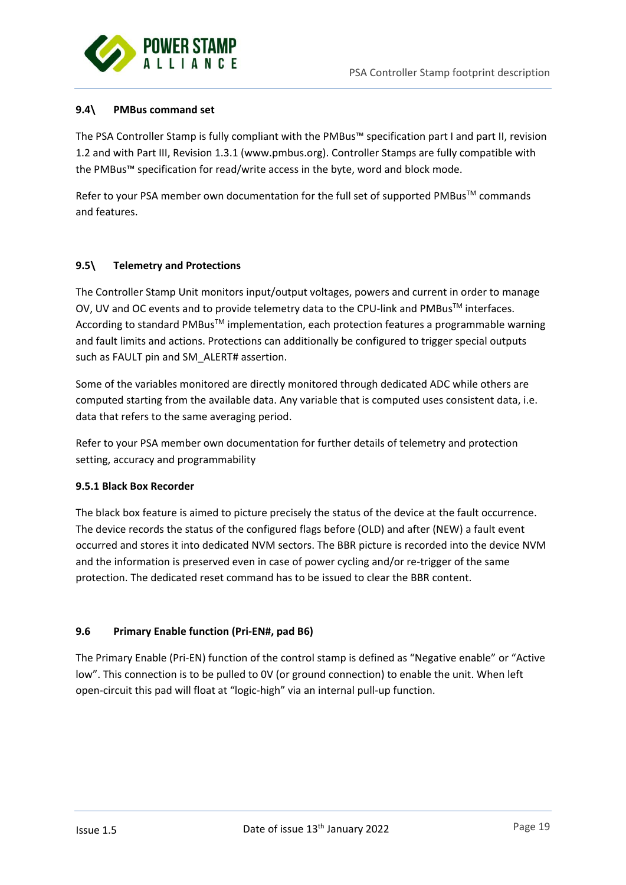### 9.4\ PMBus command set

The PSA Controller Stamp is fully compliant with the PMBus™ specification part I and part II, revision 1.2 and with Part III, Revision 1.3.1 (www.pmbus.org). Controller Stamps are fully compatible with the PMBus™ specification for read/write access in the byte, word and block mode.

Refer to your PSA member own documentation for the full set of supported PMBus™ commands and features.

### 9.5\ Telemetry and Protections

The Controller Stamp Unit monitors input/output voltages, powers and current in order to manage OV, UV and OC events and to provide telemetry data to the CPU-link and PMBus™ interfaces. According to standard PMBus™ implementation, each protection features a programmable warning and fault limits and actions. Protections can additionally be configured to trigger special outputs such as FAULT pin and SM_ALERT# assertion.

Some of the variables monitored are directly monitored through dedicated ADC while others are computed starting from the available data. Any variable that is computed uses consistent data, i.e. data that refers to the same averaging period.

Refer to your PSA member own documentation for further details of telemetry and protection setting, accuracy and programmability

#### 9.5.1 Black Box Recorder

The black box feature is aimed to picture precisely the status of the device at the fault occurrence. The device records the status of the configured flags before (OLD) and after (NEW) a fault event occurred and stores it into dedicated NVM sectors. The BBR picture is recorded into the device NVM and the information is preserved even in case of power cycling and/or re-trigger of the same protection. The dedicated reset command has to be issued to clear the BBR content.

### 9.6 Primary Enable function (Pri-EN#, pad B6)

The Primary Enable (Pri-EN) function of the control stamp is defined as "Negative enable" or "Active low". This connection is to be pulled to 0V (or ground connection) to enable the unit. When left open-circuit this pad will float at "logic-high" via an internal pull-up function.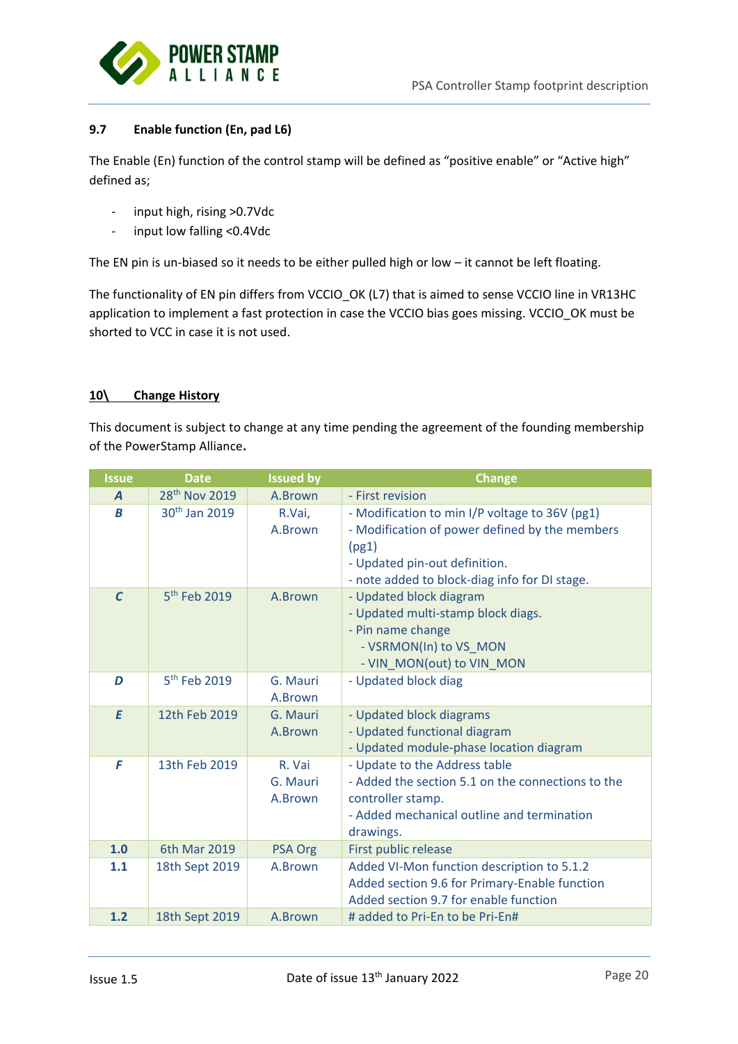### 9.7 Enable function (En, pad L6)

The Enable (En) function of the control stamp will be defined as "positive enable" or "Active high" defined as;

- input high, rising >0.7Vdc
- input low falling <0.4Vdc

The EN pin is un-biased so it needs to be either pulled high or low – it cannot be left floating.

The functionality of EN pin differs from VCCIO_OK (L7) that is aimed to sense VCCIO line in VR13HC application to implement a fast protection in case the VCCIO bias goes missing. VCCIO_OK must be shorted to VCC in case it is not used.

## 10\ Change History

This document is subject to change at any time pending the agreement of the founding membership of the PowerStamp Alliance.

| Issue | Date | Issued by | Change |
|---|---|---|---|
| *A* | 28th Nov 2019 | A.Brown | - First revision |
| *B* | 30th Jan 2019 | R.Vai, A.Brown | - Modification to min I/P voltage to 36V (pg1)<br>- Modification of power defined by the members (pg1)<br>- Updated pin-out definition.<br>- note added to block-diag info for DI stage. |
| *C* | 5th Feb 2019 | A.Brown | - Updated block diagram<br>- Updated multi-stamp block diags.<br>- Pin name change<br>- VSRMON(In) to VS_MON<br>- VIN_MON(out) to VIN_MON |
| *D* | 5th Feb 2019 | G. Mauri A.Brown | - Updated block diag |
| *E* | 12th Feb 2019 | G. Mauri A.Brown | - Updated block diagrams<br>- Updated functional diagram<br>- Updated module-phase location diagram |
| *F* | 13th Feb 2019 | R. Vai G. Mauri A.Brown | - Update to the Address table<br>- Added the section 5.1 on the connections to the controller stamp.<br>- Added mechanical outline and termination drawings. |
| **1.0** | 6th Mar 2019 | PSA Org | First public release |
| **1.1** | 18th Sept 2019 | A.Brown | Added VI-Mon function description to 5.1.2<br>Added section 9.6 for Primary-Enable function<br>Added section 9.7 for enable function |
| **1.2** | 18th Sept 2019 | A.Brown | # added to Pri-En to be Pri-En# |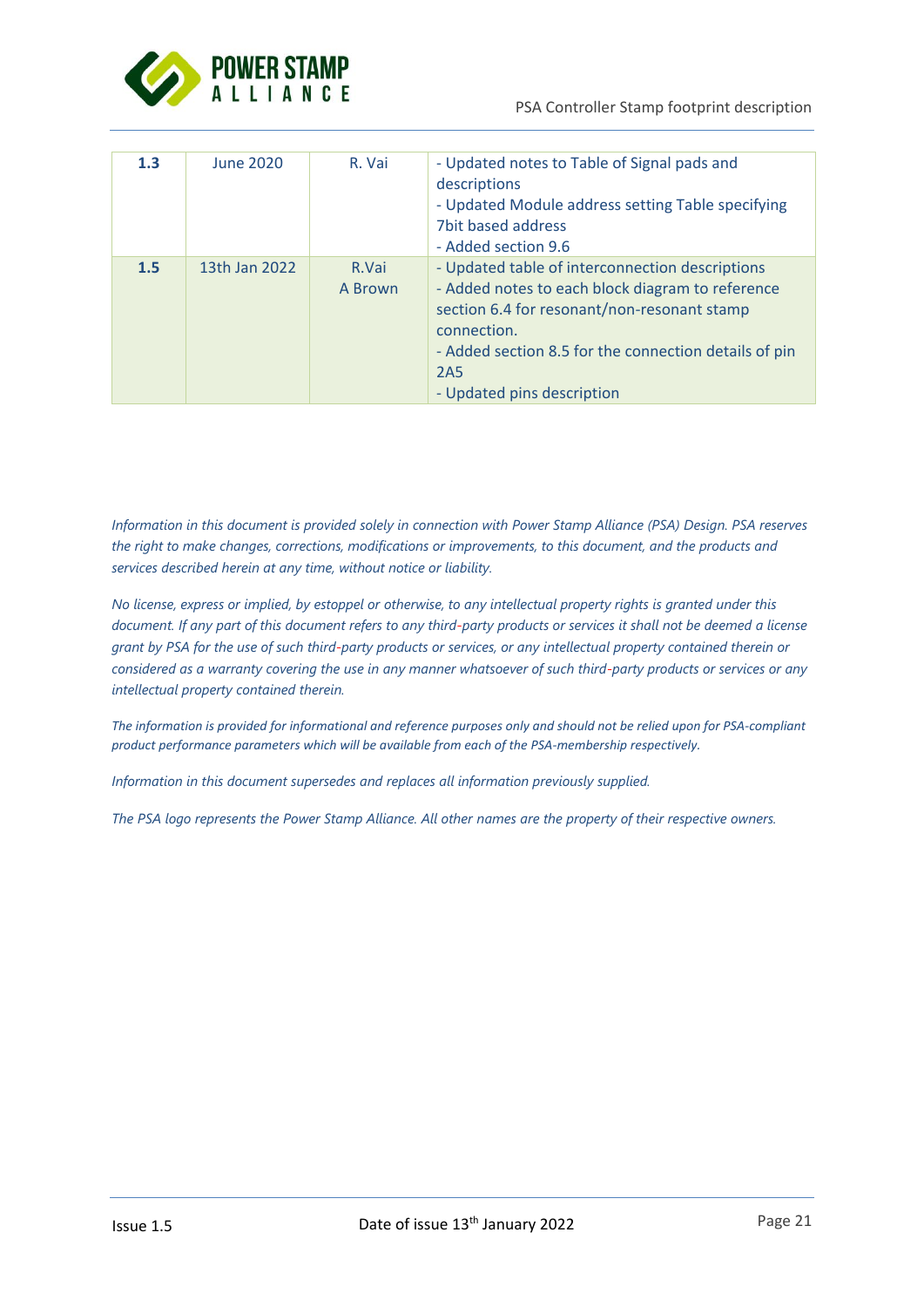| | | | |
|---|---|---|---|
| **1.3** | June 2020 | R. Vai | - Updated notes to Table of Signal pads and descriptions<br>- Updated Module address setting Table specifying 7bit based address<br>- Added section 9.6 |
| **1.5** | 13th Jan 2022 | R.Vai<br>A Brown | - Updated table of interconnection descriptions<br>- Added notes to each block diagram to reference section 6.4 for resonant/non-resonant stamp connection.<br>- Added section 8.5 for the connection details of pin 2A5<br>- Updated pins description |

*Information in this document is provided solely in connection with Power Stamp Alliance (PSA) Design. PSA reserves the right to make changes, corrections, modifications or improvements, to this document, and the products and services described herein at any time, without notice or liability.*

*No license, express or implied, by estoppel or otherwise, to any intellectual property rights is granted under this document. If any part of this document refers to any third-party products or services it shall not be deemed a license grant by PSA for the use of such third-party products or services, or any intellectual property contained therein or considered as a warranty covering the use in any manner whatsoever of such third-party products or services or any intellectual property contained therein.*

*The information is provided for informational and reference purposes only and should not be relied upon for PSA-compliant product performance parameters which will be available from each of the PSA-membership respectively.*

*Information in this document supersedes and replaces all information previously supplied.*

*The PSA logo represents the Power Stamp Alliance. All other names are the property of their respective owners.*